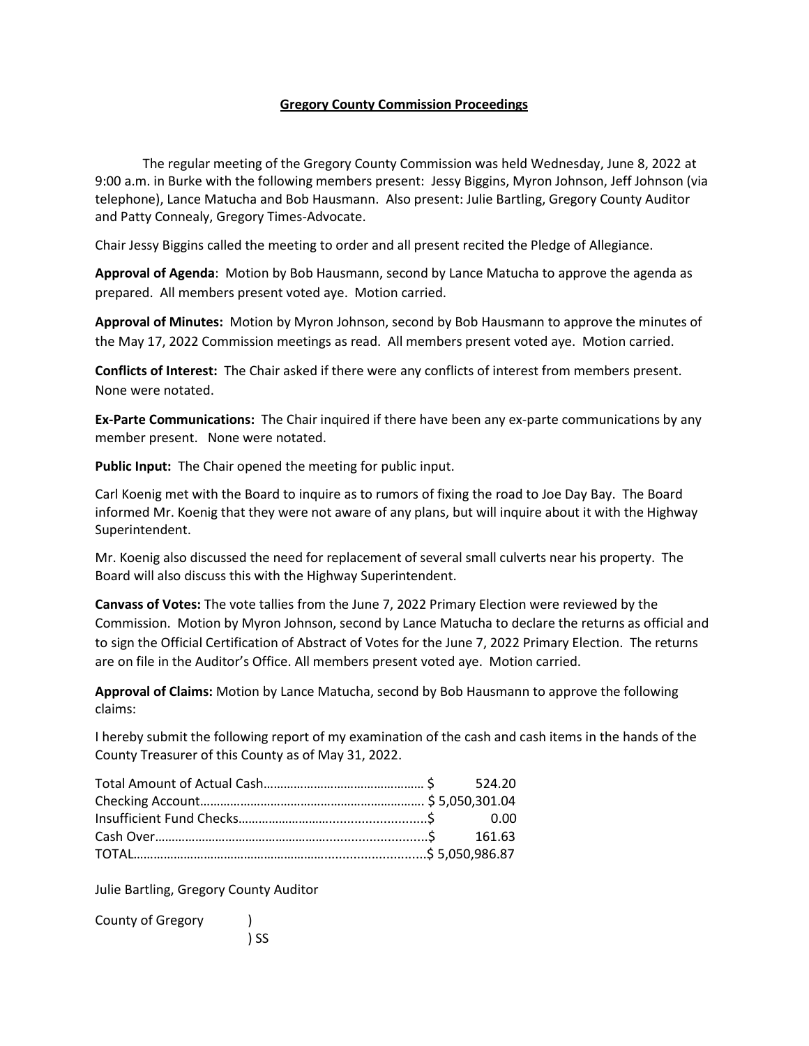**Gregory County Commission Proceedings**

The regular meeting of the Gregory County Commission was held Wednesday, June 8, 2022 at 9:00 a.m. in Burke with the following members present: Jessy Biggins, Myron Johnson, Jeff Johnson (via telephone), Lance Matucha and Bob Hausmann. Also present: Julie Bartling, Gregory County Auditor and Patty Connealy, Gregory Times-Advocate.

Chair Jessy Biggins called the meeting to order and all present recited the Pledge of Allegiance.

**Approval of Agenda**: Motion by Bob Hausmann, second by Lance Matucha to approve the agenda as prepared. All members present voted aye. Motion carried.

**Approval of Minutes:** Motion by Myron Johnson, second by Bob Hausmann to approve the minutes of the May 17, 2022 Commission meetings as read. All members present voted aye. Motion carried.

**Conflicts of Interest:** The Chair asked if there were any conflicts of interest from members present. None were notated.

**Ex-Parte Communications:** The Chair inquired if there have been any ex-parte communications by any member present. None were notated.

**Public Input:** The Chair opened the meeting for public input.

Carl Koenig met with the Board to inquire as to rumors of fixing the road to Joe Day Bay. The Board informed Mr. Koenig that they were not aware of any plans, but will inquire about it with the Highway Superintendent.

Mr. Koenig also discussed the need for replacement of several small culverts near his property. The Board will also discuss this with the Highway Superintendent.

**Canvass of Votes:** The vote tallies from the June 7, 2022 Primary Election were reviewed by the Commission. Motion by Myron Johnson, second by Lance Matucha to declare the returns as official and to sign the Official Certification of Abstract of Votes for the June 7, 2022 Primary Election. The returns are on file in the Auditor's Office. All members present voted aye. Motion carried.

**Approval of Claims:** Motion by Lance Matucha, second by Bob Hausmann to approve the following claims:

I hereby submit the following report of my examination of the cash and cash items in the hands of the County Treasurer of this County as of May 31, 2022.

| | |
|---|---|
| Total Amount of Actual Cash | $ 524.20 |
| Checking Account | $ 5,050,301.04 |
| Insufficient Fund Checks | $ 0.00 |
| Cash Over | $ 161.63 |
| TOTAL | $ 5,050,986.87 |

Julie Bartling, Gregory County Auditor

County of Gregory )
) SS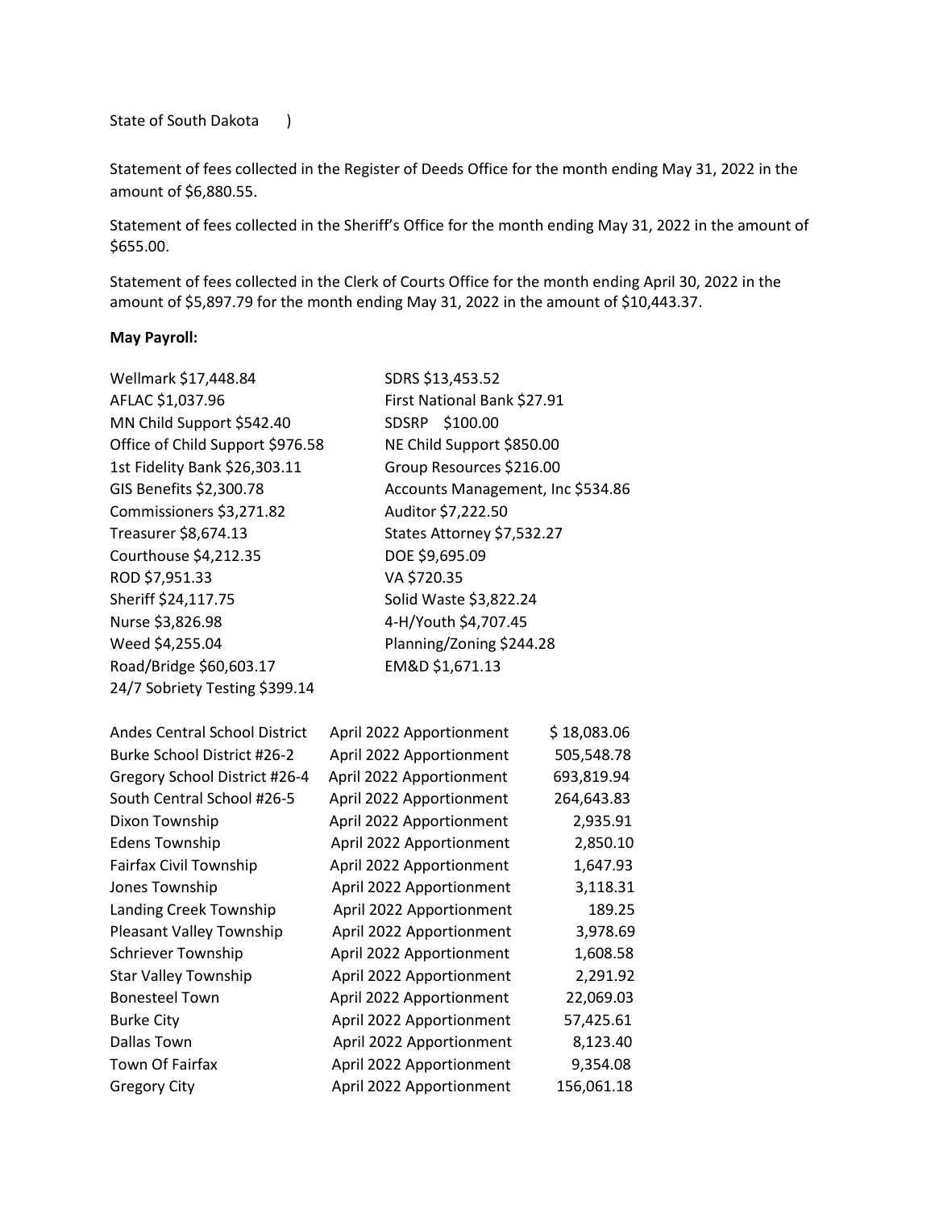State of South Dakota )

Statement of fees collected in the Register of Deeds Office for the month ending May 31, 2022 in the amount of $6,880.55.

Statement of fees collected in the Sheriff's Office for the month ending May 31, 2022 in the amount of $655.00.

Statement of fees collected in the Clerk of Courts Office for the month ending April 30, 2022 in the amount of $5,897.79 for the month ending May 31, 2022 in the amount of $10,443.37.

**May Payroll:**

Wellmark $17,448.84
AFLAC $1,037.96
MN Child Support $542.40
Office of Child Support $976.58
1st Fidelity Bank $26,303.11
GIS Benefits $2,300.78
Commissioners $3,271.82
Treasurer $8,674.13
Courthouse $4,212.35
ROD $7,951.33
Sheriff $24,117.75
Nurse $3,826.98
Weed $4,255.04
Road/Bridge $60,603.17
24/7 Sobriety Testing $399.14
SDRS $13,453.52
First National Bank $27.91
SDSRP $100.00
NE Child Support $850.00
Group Resources $216.00
Accounts Management, Inc $534.86
Auditor $7,222.50
States Attorney $7,532.27
DOE $9,695.09
VA $720.35
Solid Waste $3,822.24
4-H/Youth $4,707.45
Planning/Zoning $244.28
EM&D $1,671.13

| | | |
|---|---|---|
| Andes Central School District | April 2022 Apportionment | $ 18,083.06 |
| Burke School District #26-2 | April 2022 Apportionment | 505,548.78 |
| Gregory School District #26-4 | April 2022 Apportionment | 693,819.94 |
| South Central School #26-5 | April 2022 Apportionment | 264,643.83 |
| Dixon Township | April 2022 Apportionment | 2,935.91 |
| Edens Township | April 2022 Apportionment | 2,850.10 |
| Fairfax Civil Township | April 2022 Apportionment | 1,647.93 |
| Jones Township | April 2022 Apportionment | 3,118.31 |
| Landing Creek Township | April 2022 Apportionment | 189.25 |
| Pleasant Valley Township | April 2022 Apportionment | 3,978.69 |
| Schriever Township | April 2022 Apportionment | 1,608.58 |
| Star Valley Township | April 2022 Apportionment | 2,291.92 |
| Bonesteel Town | April 2022 Apportionment | 22,069.03 |
| Burke City | April 2022 Apportionment | 57,425.61 |
| Dallas Town | April 2022 Apportionment | 8,123.40 |
| Town Of Fairfax | April 2022 Apportionment | 9,354.08 |
| Gregory City | April 2022 Apportionment | 156,061.18 |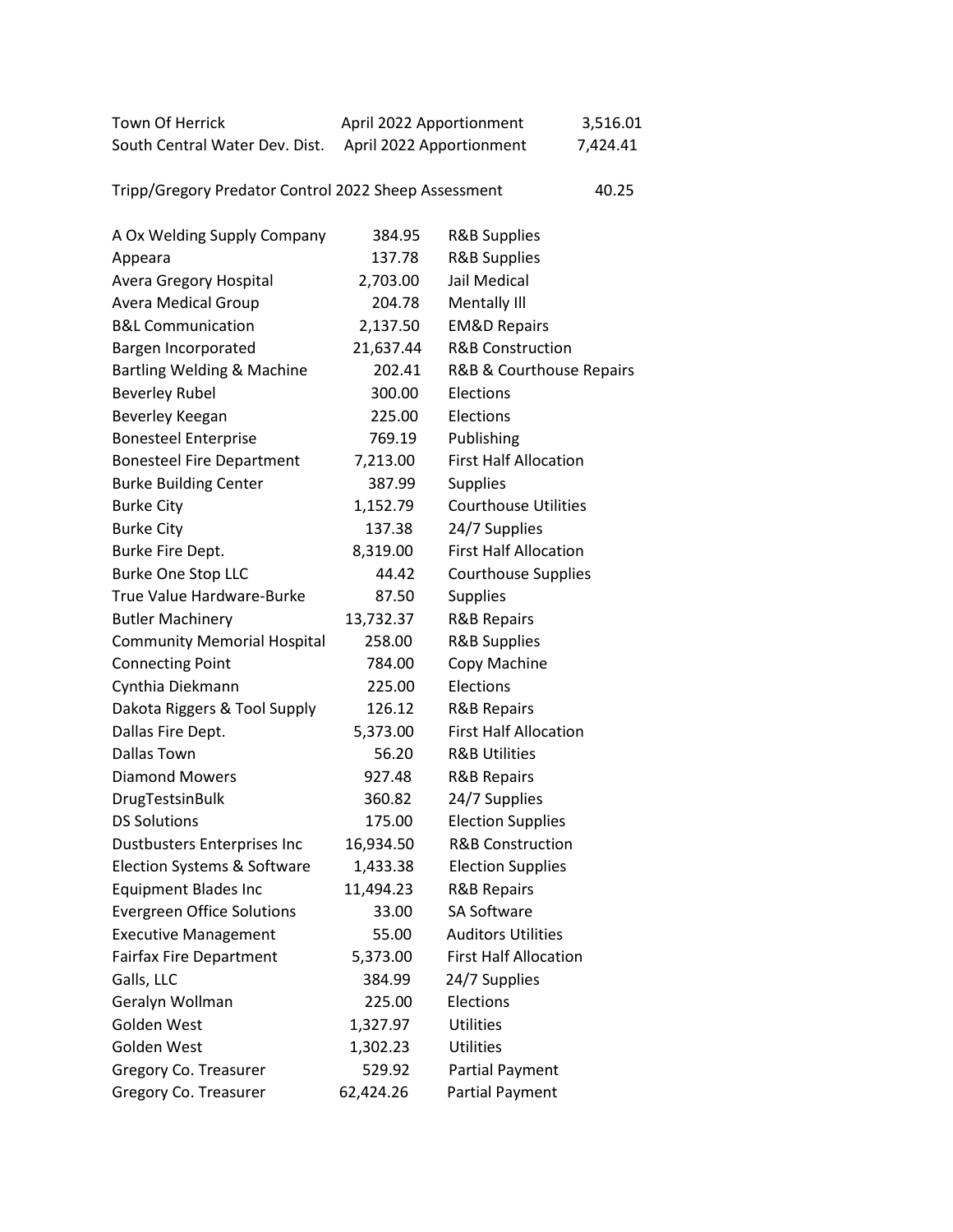| | | |
|---|---|---|
| Town Of Herrick | April 2022 Apportionment | 3,516.01 |
| South Central Water Dev. Dist. | April 2022 Apportionment | 7,424.41 |

Tripp/Gregory Predator Control 2022 Sheep Assessment 40.25

| | | |
|---|---|---|
| A Ox Welding Supply Company | 384.95 | R&B Supplies |
| Appeara | 137.78 | R&B Supplies |
| Avera Gregory Hospital | 2,703.00 | Jail Medical |
| Avera Medical Group | 204.78 | Mentally Ill |
| B&L Communication | 2,137.50 | EM&D Repairs |
| Bargen Incorporated | 21,637.44 | R&B Construction |
| Bartling Welding & Machine | 202.41 | R&B & Courthouse Repairs |
| Beverley Rubel | 300.00 | Elections |
| Beverley Keegan | 225.00 | Elections |
| Bonesteel Enterprise | 769.19 | Publishing |
| Bonesteel Fire Department | 7,213.00 | First Half Allocation |
| Burke Building Center | 387.99 | Supplies |
| Burke City | 1,152.79 | Courthouse Utilities |
| Burke City | 137.38 | 24/7 Supplies |
| Burke Fire Dept. | 8,319.00 | First Half Allocation |
| Burke One Stop LLC | 44.42 | Courthouse Supplies |
| True Value Hardware-Burke | 87.50 | Supplies |
| Butler Machinery | 13,732.37 | R&B Repairs |
| Community Memorial Hospital | 258.00 | R&B Supplies |
| Connecting Point | 784.00 | Copy Machine |
| Cynthia Diekmann | 225.00 | Elections |
| Dakota Riggers & Tool Supply | 126.12 | R&B Repairs |
| Dallas Fire Dept. | 5,373.00 | First Half Allocation |
| Dallas Town | 56.20 | R&B Utilities |
| Diamond Mowers | 927.48 | R&B Repairs |
| DrugTestsinBulk | 360.82 | 24/7 Supplies |
| DS Solutions | 175.00 | Election Supplies |
| Dustbusters Enterprises Inc | 16,934.50 | R&B Construction |
| Election Systems & Software | 1,433.38 | Election Supplies |
| Equipment Blades Inc | 11,494.23 | R&B Repairs |
| Evergreen Office Solutions | 33.00 | SA Software |
| Executive Management | 55.00 | Auditors Utilities |
| Fairfax Fire Department | 5,373.00 | First Half Allocation |
| Galls, LLC | 384.99 | 24/7 Supplies |
| Geralyn Wollman | 225.00 | Elections |
| Golden West | 1,327.97 | Utilities |
| Golden West | 1,302.23 | Utilities |
| Gregory Co. Treasurer | 529.92 | Partial Payment |
| Gregory Co. Treasurer | 62,424.26 | Partial Payment |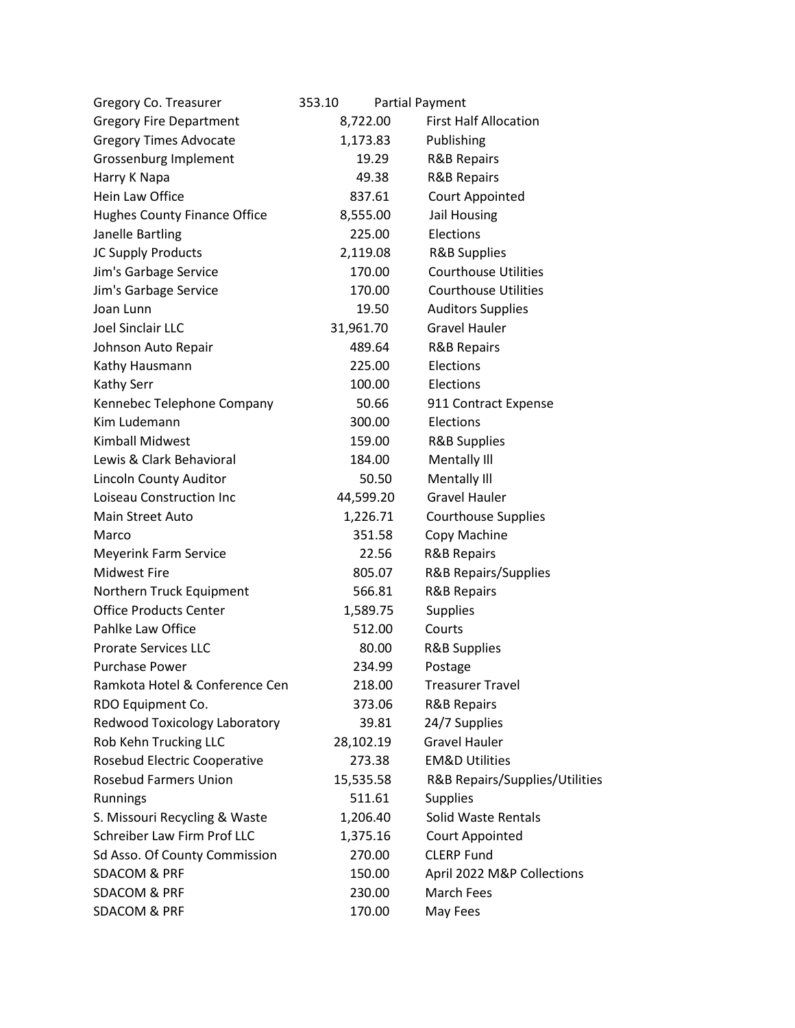| | | |
|---|---|---|
| Gregory Co. Treasurer | 353.10 | Partial Payment |
| Gregory Fire Department | 8,722.00 | First Half Allocation |
| Gregory Times Advocate | 1,173.83 | Publishing |
| Grossenburg Implement | 19.29 | R&B Repairs |
| Harry K Napa | 49.38 | R&B Repairs |
| Hein Law Office | 837.61 | Court Appointed |
| Hughes County Finance Office | 8,555.00 | Jail Housing |
| Janelle Bartling | 225.00 | Elections |
| JC Supply Products | 2,119.08 | R&B Supplies |
| Jim's Garbage Service | 170.00 | Courthouse Utilities |
| Jim's Garbage Service | 170.00 | Courthouse Utilities |
| Joan Lunn | 19.50 | Auditors Supplies |
| Joel Sinclair LLC | 31,961.70 | Gravel Hauler |
| Johnson Auto Repair | 489.64 | R&B Repairs |
| Kathy Hausmann | 225.00 | Elections |
| Kathy Serr | 100.00 | Elections |
| Kennebec Telephone Company | 50.66 | 911 Contract Expense |
| Kim Ludemann | 300.00 | Elections |
| Kimball Midwest | 159.00 | R&B Supplies |
| Lewis & Clark Behavioral | 184.00 | Mentally Ill |
| Lincoln County Auditor | 50.50 | Mentally Ill |
| Loiseau Construction Inc | 44,599.20 | Gravel Hauler |
| Main Street Auto | 1,226.71 | Courthouse Supplies |
| Marco | 351.58 | Copy Machine |
| Meyerink Farm Service | 22.56 | R&B Repairs |
| Midwest Fire | 805.07 | R&B Repairs/Supplies |
| Northern Truck Equipment | 566.81 | R&B Repairs |
| Office Products Center | 1,589.75 | Supplies |
| Pahlke Law Office | 512.00 | Courts |
| Prorate Services LLC | 80.00 | R&B Supplies |
| Purchase Power | 234.99 | Postage |
| Ramkota Hotel & Conference Cen | 218.00 | Treasurer Travel |
| RDO Equipment Co. | 373.06 | R&B Repairs |
| Redwood Toxicology Laboratory | 39.81 | 24/7 Supplies |
| Rob Kehn Trucking LLC | 28,102.19 | Gravel Hauler |
| Rosebud Electric Cooperative | 273.38 | EM&D Utilities |
| Rosebud Farmers Union | 15,535.58 | R&B Repairs/Supplies/Utilities |
| Runnings | 511.61 | Supplies |
| S. Missouri Recycling & Waste | 1,206.40 | Solid Waste Rentals |
| Schreiber Law Firm Prof LLC | 1,375.16 | Court Appointed |
| Sd Asso. Of County Commission | 270.00 | CLERP Fund |
| SDACOM & PRF | 150.00 | April 2022 M&P Collections |
| SDACOM & PRF | 230.00 | March Fees |
| SDACOM & PRF | 170.00 | May Fees |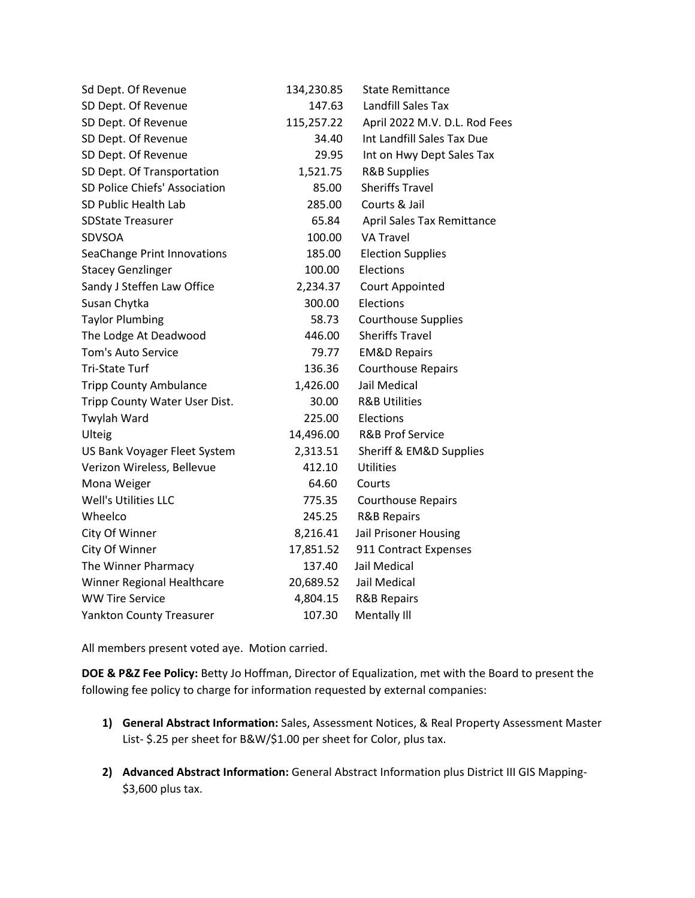| | | |
|---|---|---|
| Sd Dept. Of Revenue | 134,230.85 | State Remittance |
| SD Dept. Of Revenue | 147.63 | Landfill Sales Tax |
| SD Dept. Of Revenue | 115,257.22 | April 2022 M.V. D.L. Rod Fees |
| SD Dept. Of Revenue | 34.40 | Int Landfill Sales Tax Due |
| SD Dept. Of Revenue | 29.95 | Int on Hwy Dept Sales Tax |
| SD Dept. Of Transportation | 1,521.75 | R&B Supplies |
| SD Police Chiefs' Association | 85.00 | Sheriffs Travel |
| SD Public Health Lab | 285.00 | Courts & Jail |
| SDState Treasurer | 65.84 | April Sales Tax Remittance |
| SDVSOA | 100.00 | VA Travel |
| SeaChange Print Innovations | 185.00 | Election Supplies |
| Stacey Genzlinger | 100.00 | Elections |
| Sandy J Steffen Law Office | 2,234.37 | Court Appointed |
| Susan Chytka | 300.00 | Elections |
| Taylor Plumbing | 58.73 | Courthouse Supplies |
| The Lodge At Deadwood | 446.00 | Sheriffs Travel |
| Tom's Auto Service | 79.77 | EM&D Repairs |
| Tri-State Turf | 136.36 | Courthouse Repairs |
| Tripp County Ambulance | 1,426.00 | Jail Medical |
| Tripp County Water User Dist. | 30.00 | R&B Utilities |
| Twylah Ward | 225.00 | Elections |
| Ulteig | 14,496.00 | R&B Prof Service |
| US Bank Voyager Fleet System | 2,313.51 | Sheriff & EM&D Supplies |
| Verizon Wireless, Bellevue | 412.10 | Utilities |
| Mona Weiger | 64.60 | Courts |
| Well's Utilities LLC | 775.35 | Courthouse Repairs |
| Wheelco | 245.25 | R&B Repairs |
| City Of Winner | 8,216.41 | Jail Prisoner Housing |
| City Of Winner | 17,851.52 | 911 Contract Expenses |
| The Winner Pharmacy | 137.40 | Jail Medical |
| Winner Regional Healthcare | 20,689.52 | Jail Medical |
| WW Tire Service | 4,804.15 | R&B Repairs |
| Yankton County Treasurer | 107.30 | Mentally Ill |

All members present voted aye. Motion carried.

**DOE & P&Z Fee Policy:** Betty Jo Hoffman, Director of Equalization, met with the Board to present the following fee policy to charge for information requested by external companies:

1) **General Abstract Information:** Sales, Assessment Notices, & Real Property Assessment Master List- $.25 per sheet for B&W/$1.00 per sheet for Color, plus tax.

2) **Advanced Abstract Information:** General Abstract Information plus District III GIS Mapping- $3,600 plus tax.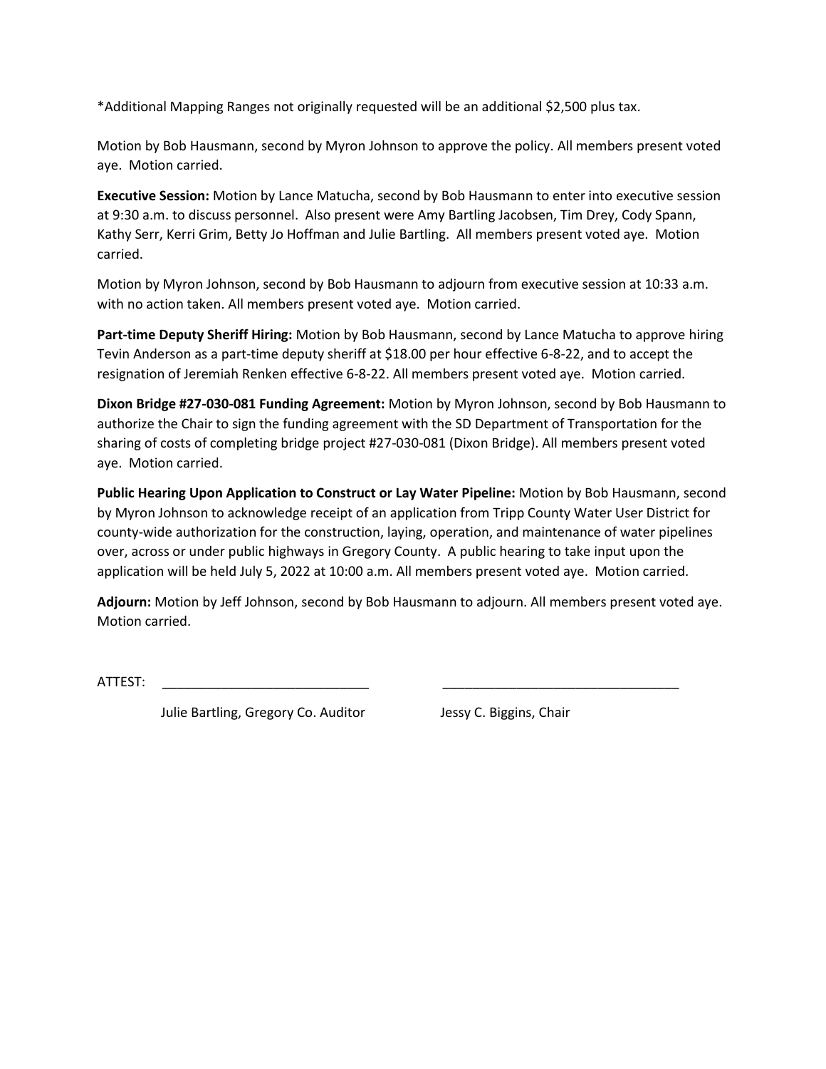*Additional Mapping Ranges not originally requested will be an additional $2,500 plus tax.

Motion by Bob Hausmann, second by Myron Johnson to approve the policy. All members present voted aye. Motion carried.

**Executive Session:** Motion by Lance Matucha, second by Bob Hausmann to enter into executive session at 9:30 a.m. to discuss personnel. Also present were Amy Bartling Jacobsen, Tim Drey, Cody Spann, Kathy Serr, Kerri Grim, Betty Jo Hoffman and Julie Bartling. All members present voted aye. Motion carried.

Motion by Myron Johnson, second by Bob Hausmann to adjourn from executive session at 10:33 a.m. with no action taken. All members present voted aye. Motion carried.

**Part-time Deputy Sheriff Hiring:** Motion by Bob Hausmann, second by Lance Matucha to approve hiring Tevin Anderson as a part-time deputy sheriff at $18.00 per hour effective 6-8-22, and to accept the resignation of Jeremiah Renken effective 6-8-22. All members present voted aye. Motion carried.

**Dixon Bridge #27-030-081 Funding Agreement:** Motion by Myron Johnson, second by Bob Hausmann to authorize the Chair to sign the funding agreement with the SD Department of Transportation for the sharing of costs of completing bridge project #27-030-081 (Dixon Bridge). All members present voted aye. Motion carried.

**Public Hearing Upon Application to Construct or Lay Water Pipeline:** Motion by Bob Hausmann, second by Myron Johnson to acknowledge receipt of an application from Tripp County Water User District for county-wide authorization for the construction, laying, operation, and maintenance of water pipelines over, across or under public highways in Gregory County. A public hearing to take input upon the application will be held July 5, 2022 at 10:00 a.m. All members present voted aye. Motion carried.

**Adjourn:** Motion by Jeff Johnson, second by Bob Hausmann to adjourn. All members present voted aye. Motion carried.

ATTEST: ____________________________ ________________________________

Julie Bartling, Gregory Co. Auditor Jessy C. Biggins, Chair